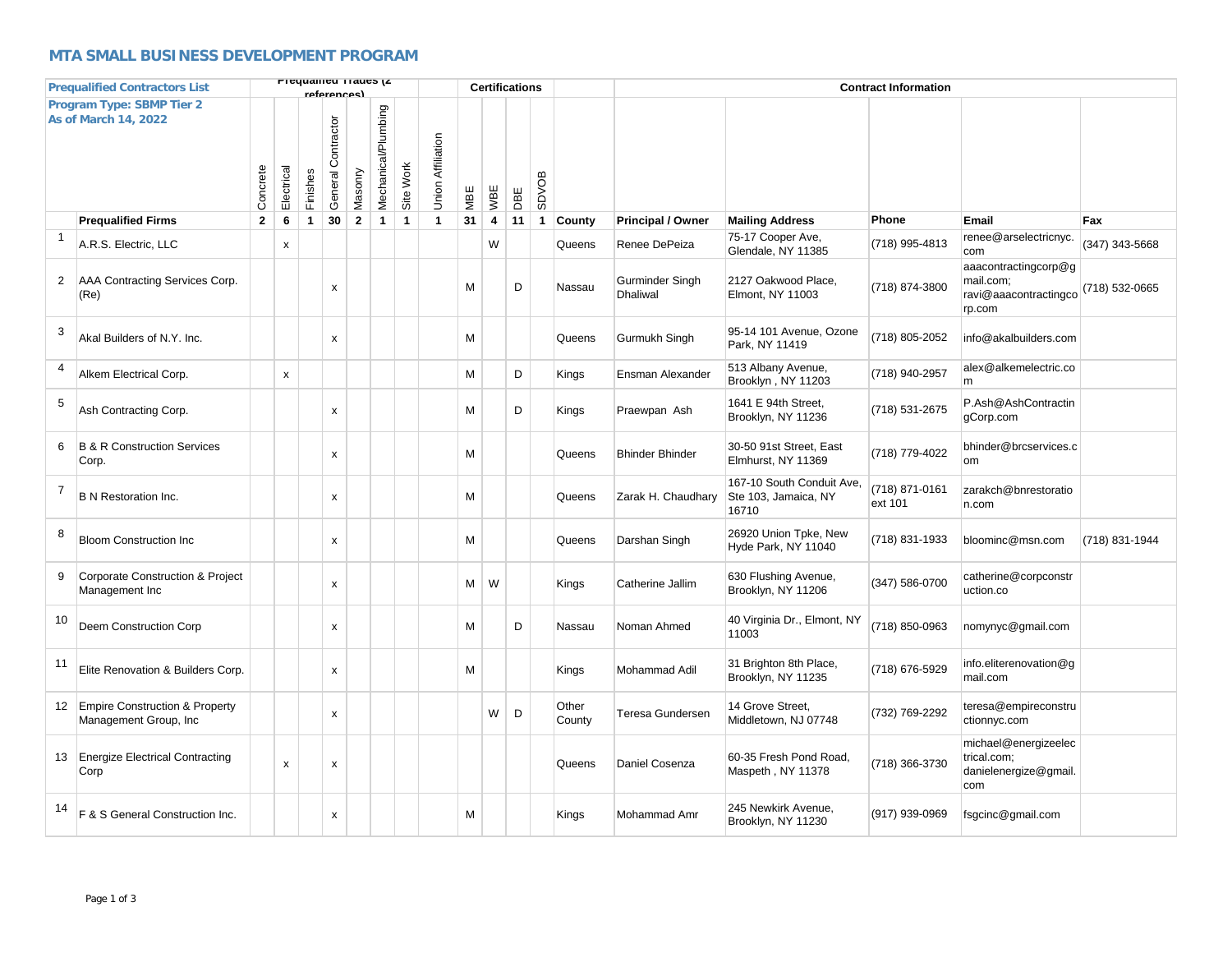# MTA SMALL BUSINESS DEVELOPMENT PROGRAM

**Prequalified Contractors List**

**Program Type: SBMP Tier 2**
**As of March 14, 2022**

| | | Prequalified Trades (2 references) | | | | | | | | Certifications | | | | | Contract Information | | | | |
|---|---|---|---|---|---|---|---|---|---|---|---|---|---|---|---|---|---|---|---|
| | | Concrete | Electrical | Finishes | General Contractor | Masony | Mechanical/Plumbing | Site Work | Union Affiliation | MBE | WBE | DBE | SDVOB | | | | | | |
| | **Prequalified Firms** | **2** | **6** | **1** | **30** | **2** | **1** | **1** | **1** | **31** | **4** | **11** | **1** | **County** | **Principal / Owner** | **Mailing Address** | **Phone** | **Email** | **Fax** |
| 1 | A.R.S. Electric, LLC | | x | | | | | | | | W | | | Queens | Renee DePeiza | 75-17 Cooper Ave, Glendale, NY 11385 | (718) 995-4813 | renee@arselectricnyc.com | (347) 343-5668 |
| 2 | AAA Contracting Services Corp. (Re) | | | | x | | | | | M | | D | | Nassau | Gurminder Singh Dhaliwal | 2127 Oakwood Place, Elmont, NY 11003 | (718) 874-3800 | aaacontractingcorp@gmail.com; ravi@aaacontractingcorp.com | (718) 532-0665 |
| 3 | Akal Builders of N.Y. Inc. | | | | x | | | | | M | | | | Queens | Gurmukh Singh | 95-14 101 Avenue, Ozone Park, NY 11419 | (718) 805-2052 | info@akalbuilders.com | |
| 4 | Alkem Electrical Corp. | | x | | | | | | | M | | D | | Kings | Ensman Alexander | 513 Albany Avenue, Brooklyn , NY 11203 | (718) 940-2957 | alex@alkemelectric.com | |
| 5 | Ash Contracting Corp. | | | | x | | | | | M | | D | | Kings | Praewpan Ash | 1641 E 94th Street, Brooklyn, NY 11236 | (718) 531-2675 | P.Ash@AshContractingCorp.com | |
| 6 | B & R Construction Services Corp. | | | | x | | | | | M | | | | Queens | Bhinder Bhinder | 30-50 91st Street, East Elmhurst, NY 11369 | (718) 779-4022 | bhinder@brcservices.com | |
| 7 | B N Restoration Inc. | | | | x | | | | | M | | | | Queens | Zarak H. Chaudhary | 167-10 South Conduit Ave, Ste 103, Jamaica, NY 16710 | (718) 871-0161 ext 101 | zarakch@bnrestoration.com | |
| 8 | Bloom Construction Inc | | | | x | | | | | M | | | | Queens | Darshan Singh | 26920 Union Tpke, New Hyde Park, NY 11040 | (718) 831-1933 | bloominc@msn.com | (718) 831-1944 |
| 9 | Corporate Construction & Project Management Inc | | | | x | | | | | M | W | | | Kings | Catherine Jallim | 630 Flushing Avenue, Brooklyn, NY 11206 | (347) 586-0700 | catherine@corpconstruction.co | |
| 10 | Deem Construction Corp | | | | x | | | | | M | | D | | Nassau | Noman Ahmed | 40 Virginia Dr., Elmont, NY 11003 | (718) 850-0963 | nomynyc@gmail.com | |
| 11 | Elite Renovation & Builders Corp. | | | | x | | | | | M | | | | Kings | Mohammad Adil | 31 Brighton 8th Place, Brooklyn, NY 11235 | (718) 676-5929 | info.eliterenovation@gmail.com | |
| 12 | Empire Construction & Property Management Group, Inc | | | | x | | | | | | W | D | | Other County | Teresa Gundersen | 14 Grove Street, Middletown, NJ 07748 | (732) 769-2292 | teresa@empireconstructionnyc.com | |
| 13 | Energize Electrical Contracting Corp | | x | | x | | | | | | | | | Queens | Daniel Cosenza | 60-35 Fresh Pond Road, Maspeth , NY 11378 | (718) 366-3730 | michael@energizeelectrical.com; danielenergize@gmail.com | |
| 14 | F & S General Construction Inc. | | | | x | | | | | M | | | | Kings | Mohammad Amr | 245 Newkirk Avenue, Brooklyn, NY 11230 | (917) 939-0969 | fsgcinc@gmail.com | |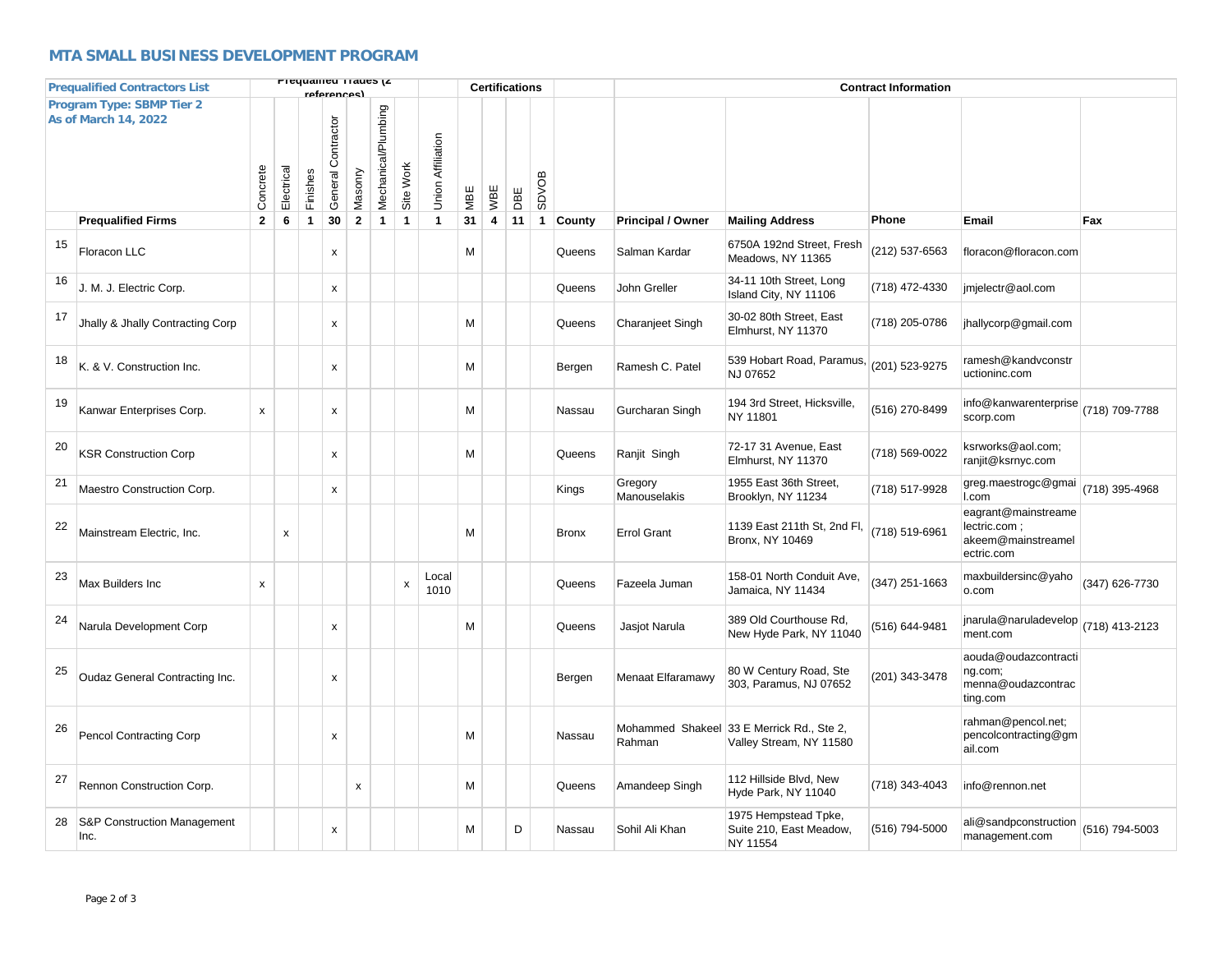## MTA SMALL BUSINESS DEVELOPMENT PROGRAM

**Prequalified Contractors List**
**Program Type: SBMP Tier 2**
**As of March 14, 2022**

| | | Prequalified Trades (2 references) | | | | | | | | Certifications | | | | Contract Information | | | | | |
|---|---|---|---|---|---|---|---|---|---|---|---|---|---|---|---|---|---|---|---|
| | | Concrete | Electrical | Finishes | General Contractor | Masonry | Mechanical/Plumbing | Site Work | Union Affiliation | MBE | WBE | DBE | SDVOB | | | | | | |
| | **Prequalified Firms** | **2** | **6** | **1** | **30** | **2** | **1** | **1** | **1** | **31** | **4** | **11** | **1** | **County** | **Principal / Owner** | **Mailing Address** | **Phone** | **Email** | **Fax** |
| 15 | Floracon LLC | | | | x | | | | | M | | | | Queens | Salman Kardar | 6750A 192nd Street, Fresh Meadows, NY 11365 | (212) 537-6563 | floracon@floracon.com | |
| 16 | J. M. J. Electric Corp. | | | | x | | | | | | | | | Queens | John Greller | 34-11 10th Street, Long Island City, NY 11106 | (718) 472-4330 | jmjelectr@aol.com | |
| 17 | Jhally & Jhally Contracting Corp | | | | x | | | | | M | | | | Queens | Charanjeet Singh | 30-02 80th Street, East Elmhurst, NY 11370 | (718) 205-0786 | jhallycorp@gmail.com | |
| 18 | K. & V. Construction Inc. | | | | x | | | | | M | | | | Bergen | Ramesh C. Patel | 539 Hobart Road, Paramus, NJ 07652 | (201) 523-9275 | ramesh@kandvconstructioninc.com | |
| 19 | Kanwar Enterprises Corp. | x | | | x | | | | | M | | | | Nassau | Gurcharan Singh | 194 3rd Street, Hicksville, NY 11801 | (516) 270-8499 | info@kanwarenterprisescorp.com | (718) 709-7788 |
| 20 | KSR Construction Corp | | | | x | | | | | M | | | | Queens | Ranjit Singh | 72-17 31 Avenue, East Elmhurst, NY 11370 | (718) 569-0022 | ksrworks@aol.com; ranjit@ksrnyc.com | |
| 21 | Maestro Construction Corp. | | | | x | | | | | | | | | Kings | Gregory Manouselakis | 1955 East 36th Street, Brooklyn, NY 11234 | (718) 517-9928 | greg.maestrogc@gmail.com | (718) 395-4968 |
| 22 | Mainstream Electric, Inc. | | x | | | | | | | M | | | | Bronx | Errol Grant | 1139 East 211th St, 2nd Fl, Bronx, NY 10469 | (718) 519-6961 | eagrant@mainstreamelectric.com ; akeem@mainstreamelectric.com | |
| 23 | Max Builders Inc | x | | | | | | x | Local 1010 | | | | | Queens | Fazeela Juman | 158-01 North Conduit Ave, Jamaica, NY 11434 | (347) 251-1663 | maxbuildersinc@yahoo.com | (347) 626-7730 |
| 24 | Narula Development Corp | | | | x | | | | | M | | | | Queens | Jasjot Narula | 389 Old Courthouse Rd, New Hyde Park, NY 11040 | (516) 644-9481 | jnarula@naruladevelopment.com | (718) 413-2123 |
| 25 | Oudaz General Contracting Inc. | | | | x | | | | | | | | | Bergen | Menaat Elfaramawy | 80 W Century Road, Ste 303, Paramus, NJ 07652 | (201) 343-3478 | aouda@oudazcontracting.com; menna@oudazcontracting.com | |
| 26 | Pencol Contracting Corp | | | | x | | | | | M | | | | Nassau | Mohammed Shakeel Rahman | 33 E Merrick Rd., Ste 2, Valley Stream, NY 11580 | | rahman@pencol.net; pencolcontracting@gmail.com | |
| 27 | Rennon Construction Corp. | | | | | x | | | | M | | | | Queens | Amandeep Singh | 112 Hillside Blvd, New Hyde Park, NY 11040 | (718) 343-4043 | info@rennon.net | |
| 28 | S&P Construction Management Inc. | | | | x | | | | | M | | D | | Nassau | Sohil Ali Khan | 1975 Hempstead Tpke, Suite 210, East Meadow, NY 11554 | (516) 794-5000 | ali@sandpconstructionmanagement.com | (516) 794-5003 |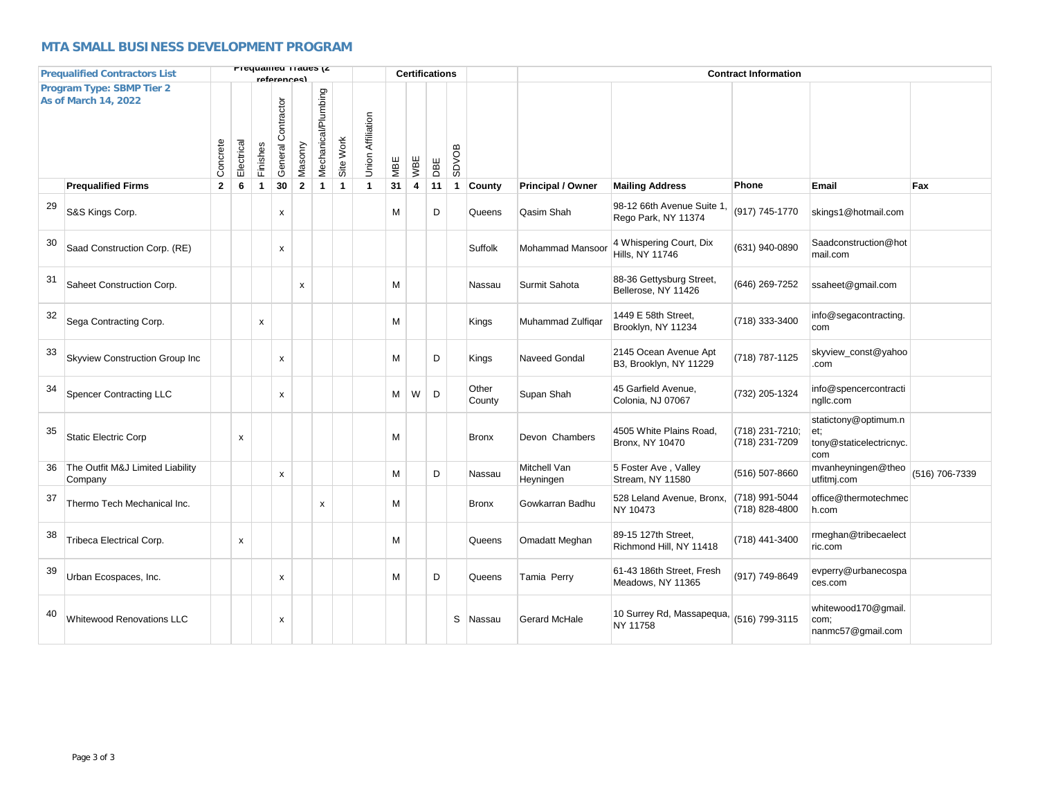## MTA SMALL BUSINESS DEVELOPMENT PROGRAM

| Prequalified Contractors List | | Prequalified Trades (2 references) | | | | | | | | Certifications | | | | | Contract Information | | | | |
|---|---|---|---|---|---|---|---|---|---|---|---|---|---|---|---|---|---|---|---|
| Program Type: SBMP Tier 2<br>As of March 14, 2022 | | Concrete | Electrical | Finishes | General Contractor | Masonry | Mechanical/Plumbing | Site Work | Union Affiliation | MBE | WBE | DBE | SDVOB | | | | | | |
| | Prequalified Firms | 2 | 6 | 1 | 30 | 2 | 1 | 1 | 1 | 31 | 4 | 11 | 1 | County | Principal / Owner | Mailing Address | Phone | Email | Fax |
| 29 | S&S Kings Corp. | | | | x | | | | | M | | D | | Queens | Qasim Shah | 98-12 66th Avenue Suite 1, Rego Park, NY 11374 | (917) 745-1770 | skings1@hotmail.com | |
| 30 | Saad Construction Corp. (RE) | | | | x | | | | | | | | | Suffolk | Mohammad Mansoor | 4 Whispering Court, Dix Hills, NY 11746 | (631) 940-0890 | Saadconstruction@hotmail.com | |
| 31 | Saheet Construction Corp. | | | | | x | | | | M | | | | Nassau | Surmit Sahota | 88-36 Gettysburg Street, Bellerose, NY 11426 | (646) 269-7252 | ssaheet@gmail.com | |
| 32 | Sega Contracting Corp. | | | x | | | | | | M | | | | Kings | Muhammad Zulfiqar | 1449 E 58th Street, Brooklyn, NY 11234 | (718) 333-3400 | info@segacontracting.com | |
| 33 | Skyview Construction Group Inc | | | | x | | | | | M | | D | | Kings | Naveed Gondal | 2145 Ocean Avenue Apt B3, Brooklyn, NY 11229 | (718) 787-1125 | skyview_const@yahoo.com | |
| 34 | Spencer Contracting LLC | | | | x | | | | | M | W | D | | Other County | Supan Shah | 45 Garfield Avenue, Colonia, NJ 07067 | (732) 205-1324 | info@spencercontractingllc.com | |
| 35 | Static Electric Corp | | x | | | | | | | M | | | | Bronx | Devon Chambers | 4505 White Plains Road, Bronx, NY 10470 | (718) 231-7210; (718) 231-7209 | statictony@optimum.net; tony@staticelectricnyc.com | |
| 36 | The Outfit M&J Limited Liability Company | | | | x | | | | | M | | D | | Nassau | Mitchell Van Heyningen | 5 Foster Ave , Valley Stream, NY 11580 | (516) 507-8660 | mvanheyningen@theoutfitmj.com | (516) 706-7339 |
| 37 | Thermo Tech Mechanical Inc. | | | | | | x | | | M | | | | Bronx | Gowkarran Badhu | 528 Leland Avenue, Bronx, NY 10473 | (718) 991-5044 (718) 828-4800 | office@thermotechmech.com | |
| 38 | Tribeca Electrical Corp. | | x | | | | | | | M | | | | Queens | Omadatt Meghan | 89-15 127th Street, Richmond Hill, NY 11418 | (718) 441-3400 | rmeghan@tribecaelectric.com | |
| 39 | Urban Ecospaces, Inc. | | | | x | | | | | M | | D | | Queens | Tamia Perry | 61-43 186th Street, Fresh Meadows, NY 11365 | (917) 749-8649 | evperry@urbanecospaces.com | |
| 40 | Whitewood Renovations LLC | | | | x | | | | | | | | S | Nassau | Gerard McHale | 10 Surrey Rd, Massapequa, NY 11758 | (516) 799-3115 | whitewood170@gmail.com; nanmc57@gmail.com | |